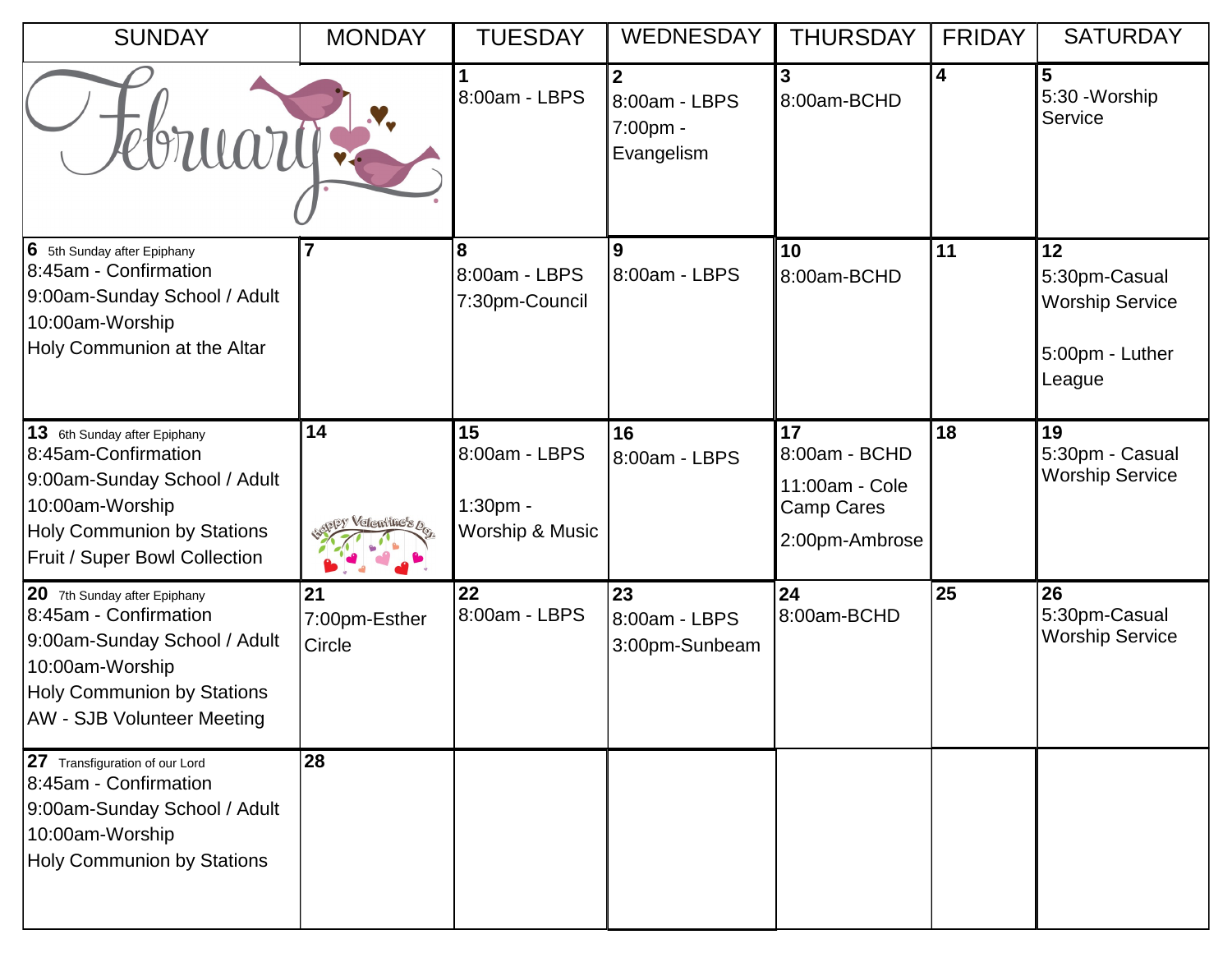| SUNDAY | MONDAY | TUESDAY | WEDNESDAY | THURSDAY | FRIDAY | SATURDAY |
|---|---|---|---|---|---|---|
| February | | **1** 8:00am - LBPS | **2** 8:00am - LBPS 7:00pm - Evangelism | **3** 8:00am-BCHD | **4** | **5** 5:30 -Worship Service |
| **6** 5th Sunday after Epiphany 8:45am - Confirmation 9:00am-Sunday School / Adult 10:00am-Worship Holy Communion at the Altar | **7** | **8** 8:00am - LBPS 7:30pm-Council | **9** 8:00am - LBPS | **10** 8:00am-BCHD | **11** | **12** 5:30pm-Casual Worship Service 5:00pm - Luther League |
| **13** 6th Sunday after Epiphany 8:45am-Confirmation 9:00am-Sunday School / Adult 10:00am-Worship Holy Communion by Stations Fruit / Super Bowl Collection | **14** Happy Valentine's Day | **15** 8:00am - LBPS 1:30pm - Worship & Music | **16** 8:00am - LBPS | **17** 8:00am - BCHD 11:00am - Cole Camp Cares 2:00pm-Ambrose | **18** | **19** 5:30pm - Casual Worship Service |
| **20** 7th Sunday after Epiphany 8:45am - Confirmation 9:00am-Sunday School / Adult 10:00am-Worship Holy Communion by Stations AW - SJB Volunteer Meeting | **21** 7:00pm-Esther Circle | **22** 8:00am - LBPS | **23** 8:00am - LBPS 3:00pm-Sunbeam | **24** 8:00am-BCHD | **25** | **26** 5:30pm-Casual Worship Service |
| **27** Transfiguration of our Lord 8:45am - Confirmation 9:00am-Sunday School / Adult 10:00am-Worship Holy Communion by Stations | **28** | | | | | |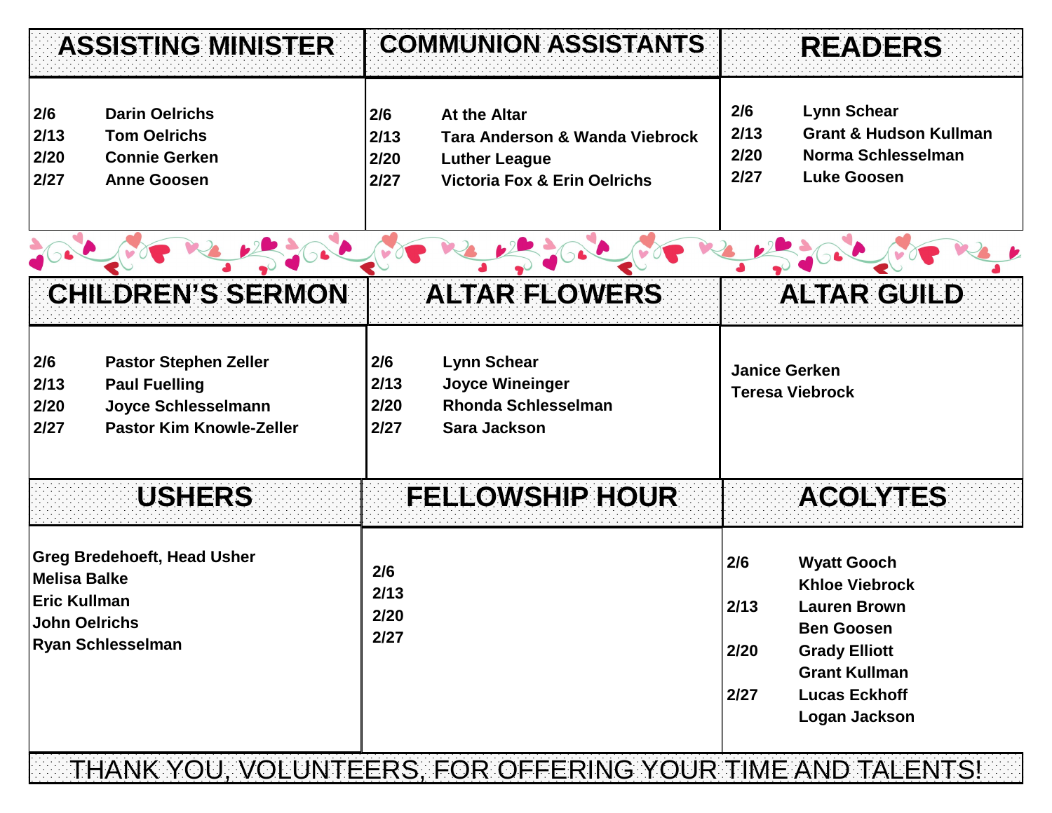## ASSISTING MINISTER

| | |
|---|---|
| 2/6 | Darin Oelrichs |
| 2/13 | Tom Oelrichs |
| 2/20 | Connie Gerken |
| 2/27 | Anne Goosen |

## COMMUNION ASSISTANTS

| | |
|---|---|
| 2/6 | At the Altar |
| 2/13 | Tara Anderson & Wanda Viebrock |
| 2/20 | Luther League |
| 2/27 | Victoria Fox & Erin Oelrichs |

## READERS

| | |
|---|---|
| 2/6 | Lynn Schear |
| 2/13 | Grant & Hudson Kullman |
| 2/20 | Norma Schlesselman |
| 2/27 | Luke Goosen |

## CHILDREN'S SERMON

| | |
|---|---|
| 2/6 | Pastor Stephen Zeller |
| 2/13 | Paul Fuelling |
| 2/20 | Joyce Schlesselmann |
| 2/27 | Pastor Kim Knowle-Zeller |

## ALTAR FLOWERS

| | |
|---|---|
| 2/6 | Lynn Schear |
| 2/13 | Joyce Wineinger |
| 2/20 | Rhonda Schlesselman |
| 2/27 | Sara Jackson |

## ALTAR GUILD

Janice Gerken
Teresa Viebrock

## USHERS

Greg Bredehoeft, Head Usher
Melisa Balke
Eric Kullman
John Oelrichs
Ryan Schlesselman

## FELLOWSHIP HOUR

2/6
2/13
2/20
2/27

## ACOLYTES

| | |
|---|---|
| 2/6 | Wyatt Gooch |
| | Khloe Viebrock |
| 2/13 | Lauren Brown |
| | Ben Goosen |
| 2/20 | Grady Elliott |
| | Grant Kullman |
| 2/27 | Lucas Eckhoff |
| | Logan Jackson |

THANK YOU, VOLUNTEERS, FOR OFFERING YOUR TIME AND TALENTS!